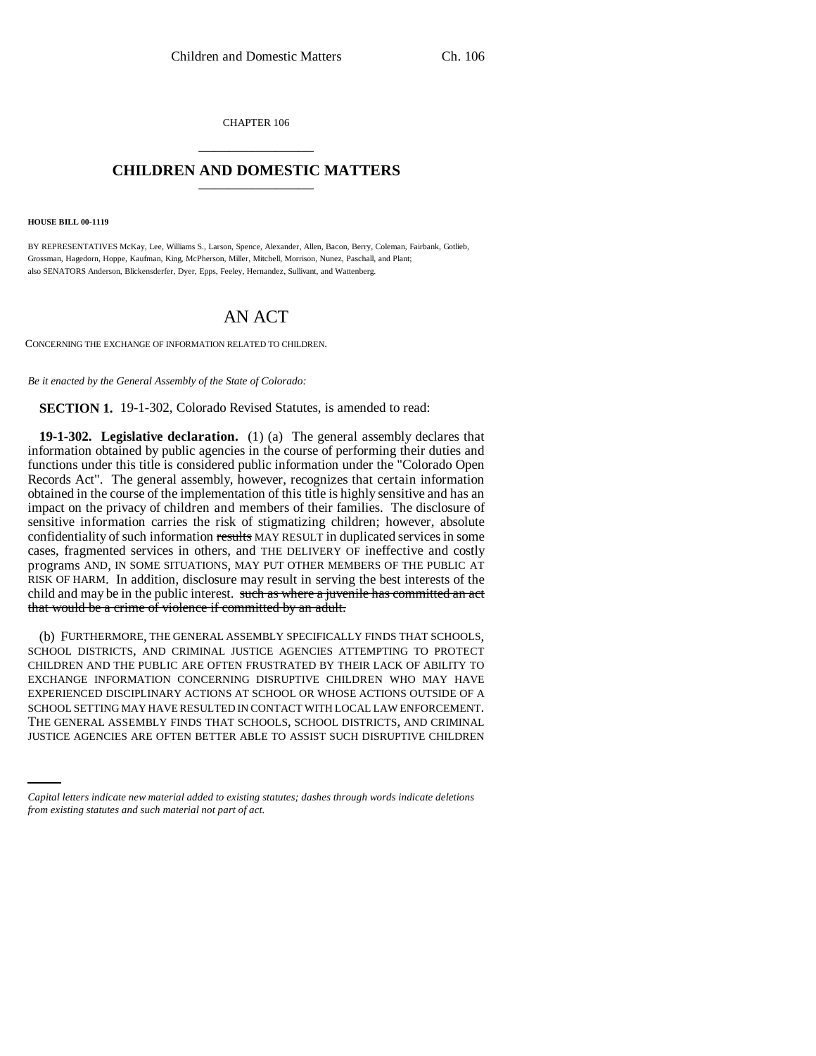CHAPTER 106

# CHILDREN AND DOMESTIC MATTERS

**HOUSE BILL 00-1119**

BY REPRESENTATIVES McKay, Lee, Williams S., Larson, Spence, Alexander, Allen, Bacon, Berry, Coleman, Fairbank, Gotlieb, Grossman, Hagedorn, Hoppe, Kaufman, King, McPherson, Miller, Mitchell, Morrison, Nunez, Paschall, and Plant;
also SENATORS Anderson, Blickensderfer, Dyer, Epps, Feeley, Hernandez, Sullivant, and Wattenberg.

## AN ACT

CONCERNING THE EXCHANGE OF INFORMATION RELATED TO CHILDREN.

*Be it enacted by the General Assembly of the State of Colorado:*

**SECTION 1.** 19-1-302, Colorado Revised Statutes, is amended to read:

**19-1-302. Legislative declaration.** (1) (a) The general assembly declares that information obtained by public agencies in the course of performing their duties and functions under this title is considered public information under the "Colorado Open Records Act". The general assembly, however, recognizes that certain information obtained in the course of the implementation of this title is highly sensitive and has an impact on the privacy of children and members of their families. The disclosure of sensitive information carries the risk of stigmatizing children; however, absolute confidentiality of such information ~~results~~ MAY RESULT in duplicated services in some cases, fragmented services in others, and THE DELIVERY OF ineffective and costly programs AND, IN SOME SITUATIONS, MAY PUT OTHER MEMBERS OF THE PUBLIC AT RISK OF HARM. In addition, disclosure may result in serving the best interests of the child and may be in the public interest. ~~such as where a juvenile has committed an act that would be a crime of violence if committed by an adult.~~

(b) FURTHERMORE, THE GENERAL ASSEMBLY SPECIFICALLY FINDS THAT SCHOOLS, SCHOOL DISTRICTS, AND CRIMINAL JUSTICE AGENCIES ATTEMPTING TO PROTECT CHILDREN AND THE PUBLIC ARE OFTEN FRUSTRATED BY THEIR LACK OF ABILITY TO EXCHANGE INFORMATION CONCERNING DISRUPTIVE CHILDREN WHO MAY HAVE EXPERIENCED DISCIPLINARY ACTIONS AT SCHOOL OR WHOSE ACTIONS OUTSIDE OF A SCHOOL SETTING MAY HAVE RESULTED IN CONTACT WITH LOCAL LAW ENFORCEMENT. THE GENERAL ASSEMBLY FINDS THAT SCHOOLS, SCHOOL DISTRICTS, AND CRIMINAL JUSTICE AGENCIES ARE OFTEN BETTER ABLE TO ASSIST SUCH DISRUPTIVE CHILDREN

*Capital letters indicate new material added to existing statutes; dashes through words indicate deletions from existing statutes and such material not part of act.*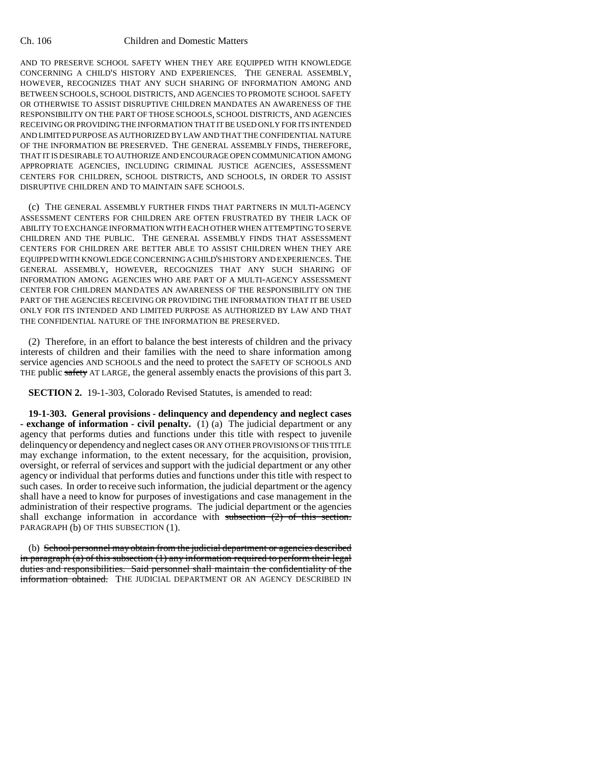AND TO PRESERVE SCHOOL SAFETY WHEN THEY ARE EQUIPPED WITH KNOWLEDGE CONCERNING A CHILD'S HISTORY AND EXPERIENCES. THE GENERAL ASSEMBLY, HOWEVER, RECOGNIZES THAT ANY SUCH SHARING OF INFORMATION AMONG AND BETWEEN SCHOOLS, SCHOOL DISTRICTS, AND AGENCIES TO PROMOTE SCHOOL SAFETY OR OTHERWISE TO ASSIST DISRUPTIVE CHILDREN MANDATES AN AWARENESS OF THE RESPONSIBILITY ON THE PART OF THOSE SCHOOLS, SCHOOL DISTRICTS, AND AGENCIES RECEIVING OR PROVIDING THE INFORMATION THAT IT BE USED ONLY FOR ITS INTENDED AND LIMITED PURPOSE AS AUTHORIZED BY LAW AND THAT THE CONFIDENTIAL NATURE OF THE INFORMATION BE PRESERVED. THE GENERAL ASSEMBLY FINDS, THEREFORE, THAT IT IS DESIRABLE TO AUTHORIZE AND ENCOURAGE OPEN COMMUNICATION AMONG APPROPRIATE AGENCIES, INCLUDING CRIMINAL JUSTICE AGENCIES, ASSESSMENT CENTERS FOR CHILDREN, SCHOOL DISTRICTS, AND SCHOOLS, IN ORDER TO ASSIST DISRUPTIVE CHILDREN AND TO MAINTAIN SAFE SCHOOLS.

(c) THE GENERAL ASSEMBLY FURTHER FINDS THAT PARTNERS IN MULTI-AGENCY ASSESSMENT CENTERS FOR CHILDREN ARE OFTEN FRUSTRATED BY THEIR LACK OF ABILITY TO EXCHANGE INFORMATION WITH EACH OTHER WHEN ATTEMPTING TO SERVE CHILDREN AND THE PUBLIC. THE GENERAL ASSEMBLY FINDS THAT ASSESSMENT CENTERS FOR CHILDREN ARE BETTER ABLE TO ASSIST CHILDREN WHEN THEY ARE EQUIPPED WITH KNOWLEDGE CONCERNING A CHILD'S HISTORY AND EXPERIENCES. THE GENERAL ASSEMBLY, HOWEVER, RECOGNIZES THAT ANY SUCH SHARING OF INFORMATION AMONG AGENCIES WHO ARE PART OF A MULTI-AGENCY ASSESSMENT CENTER FOR CHILDREN MANDATES AN AWARENESS OF THE RESPONSIBILITY ON THE PART OF THE AGENCIES RECEIVING OR PROVIDING THE INFORMATION THAT IT BE USED ONLY FOR ITS INTENDED AND LIMITED PURPOSE AS AUTHORIZED BY LAW AND THAT THE CONFIDENTIAL NATURE OF THE INFORMATION BE PRESERVED.

(2) Therefore, in an effort to balance the best interests of children and the privacy interests of children and their families with the need to share information among service agencies AND SCHOOLS and the need to protect the SAFETY OF SCHOOLS AND THE public ~~safety~~ AT LARGE, the general assembly enacts the provisions of this part 3.

**SECTION 2.** 19-1-303, Colorado Revised Statutes, is amended to read:

**19-1-303. General provisions - delinquency and dependency and neglect cases - exchange of information - civil penalty.** (1) (a) The judicial department or any agency that performs duties and functions under this title with respect to juvenile delinquency or dependency and neglect cases OR ANY OTHER PROVISIONS OF THIS TITLE may exchange information, to the extent necessary, for the acquisition, provision, oversight, or referral of services and support with the judicial department or any other agency or individual that performs duties and functions under this title with respect to such cases. In order to receive such information, the judicial department or the agency shall have a need to know for purposes of investigations and case management in the administration of their respective programs. The judicial department or the agencies shall exchange information in accordance with ~~subsection (2) of this section.~~ PARAGRAPH (b) OF THIS SUBSECTION (1).

(b) ~~School personnel may obtain from the judicial department or agencies described in paragraph (a) of this subsection (1) any information required to perform their legal duties and responsibilities. Said personnel shall maintain the confidentiality of the information obtained.~~ THE JUDICIAL DEPARTMENT OR AN AGENCY DESCRIBED IN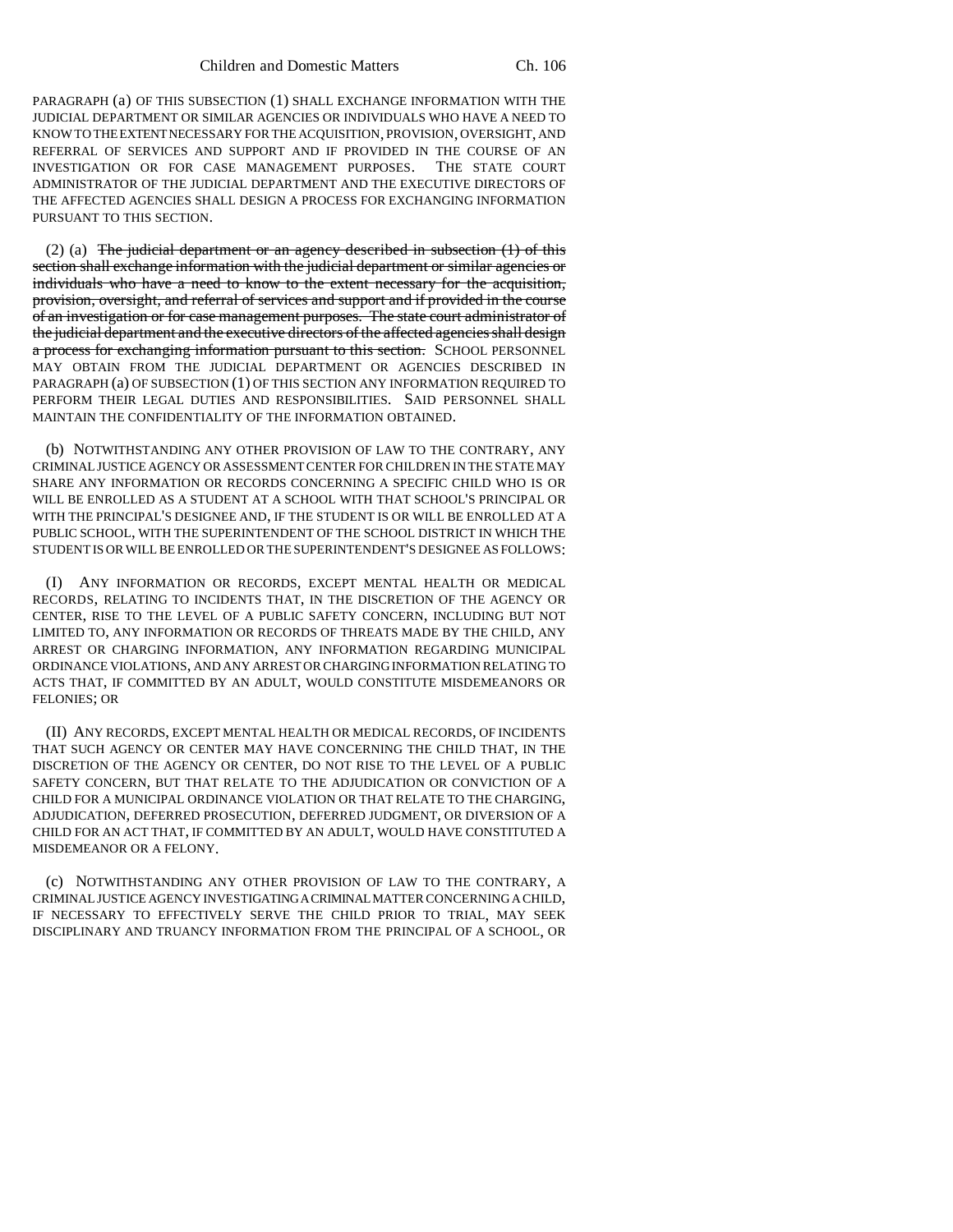PARAGRAPH (a) OF THIS SUBSECTION (1) SHALL EXCHANGE INFORMATION WITH THE JUDICIAL DEPARTMENT OR SIMILAR AGENCIES OR INDIVIDUALS WHO HAVE A NEED TO KNOW TO THE EXTENT NECESSARY FOR THE ACQUISITION, PROVISION, OVERSIGHT, AND REFERRAL OF SERVICES AND SUPPORT AND IF PROVIDED IN THE COURSE OF AN INVESTIGATION OR FOR CASE MANAGEMENT PURPOSES. THE STATE COURT ADMINISTRATOR OF THE JUDICIAL DEPARTMENT AND THE EXECUTIVE DIRECTORS OF THE AFFECTED AGENCIES SHALL DESIGN A PROCESS FOR EXCHANGING INFORMATION PURSUANT TO THIS SECTION.

(2) (a) ~~The judicial department or an agency described in subsection (1) of this section shall exchange information with the judicial department or similar agencies or individuals who have a need to know to the extent necessary for the acquisition, provision, oversight, and referral of services and support and if provided in the course of an investigation or for case management purposes. The state court administrator of the judicial department and the executive directors of the affected agencies shall design a process for exchanging information pursuant to this section.~~ SCHOOL PERSONNEL MAY OBTAIN FROM THE JUDICIAL DEPARTMENT OR AGENCIES DESCRIBED IN PARAGRAPH (a) OF SUBSECTION (1) OF THIS SECTION ANY INFORMATION REQUIRED TO PERFORM THEIR LEGAL DUTIES AND RESPONSIBILITIES. SAID PERSONNEL SHALL MAINTAIN THE CONFIDENTIALITY OF THE INFORMATION OBTAINED.

(b) NOTWITHSTANDING ANY OTHER PROVISION OF LAW TO THE CONTRARY, ANY CRIMINAL JUSTICE AGENCY OR ASSESSMENT CENTER FOR CHILDREN IN THE STATE MAY SHARE ANY INFORMATION OR RECORDS CONCERNING A SPECIFIC CHILD WHO IS OR WILL BE ENROLLED AS A STUDENT AT A SCHOOL WITH THAT SCHOOL'S PRINCIPAL OR WITH THE PRINCIPAL'S DESIGNEE AND, IF THE STUDENT IS OR WILL BE ENROLLED AT A PUBLIC SCHOOL, WITH THE SUPERINTENDENT OF THE SCHOOL DISTRICT IN WHICH THE STUDENT IS OR WILL BE ENROLLED OR THE SUPERINTENDENT'S DESIGNEE AS FOLLOWS:

(I) ANY INFORMATION OR RECORDS, EXCEPT MENTAL HEALTH OR MEDICAL RECORDS, RELATING TO INCIDENTS THAT, IN THE DISCRETION OF THE AGENCY OR CENTER, RISE TO THE LEVEL OF A PUBLIC SAFETY CONCERN, INCLUDING BUT NOT LIMITED TO, ANY INFORMATION OR RECORDS OF THREATS MADE BY THE CHILD, ANY ARREST OR CHARGING INFORMATION, ANY INFORMATION REGARDING MUNICIPAL ORDINANCE VIOLATIONS, AND ANY ARREST OR CHARGING INFORMATION RELATING TO ACTS THAT, IF COMMITTED BY AN ADULT, WOULD CONSTITUTE MISDEMEANORS OR FELONIES; OR

(II) ANY RECORDS, EXCEPT MENTAL HEALTH OR MEDICAL RECORDS, OF INCIDENTS THAT SUCH AGENCY OR CENTER MAY HAVE CONCERNING THE CHILD THAT, IN THE DISCRETION OF THE AGENCY OR CENTER, DO NOT RISE TO THE LEVEL OF A PUBLIC SAFETY CONCERN, BUT THAT RELATE TO THE ADJUDICATION OR CONVICTION OF A CHILD FOR A MUNICIPAL ORDINANCE VIOLATION OR THAT RELATE TO THE CHARGING, ADJUDICATION, DEFERRED PROSECUTION, DEFERRED JUDGMENT, OR DIVERSION OF A CHILD FOR AN ACT THAT, IF COMMITTED BY AN ADULT, WOULD HAVE CONSTITUTED A MISDEMEANOR OR A FELONY.

(c) NOTWITHSTANDING ANY OTHER PROVISION OF LAW TO THE CONTRARY, A CRIMINAL JUSTICE AGENCY INVESTIGATING A CRIMINAL MATTER CONCERNING A CHILD, IF NECESSARY TO EFFECTIVELY SERVE THE CHILD PRIOR TO TRIAL, MAY SEEK DISCIPLINARY AND TRUANCY INFORMATION FROM THE PRINCIPAL OF A SCHOOL, OR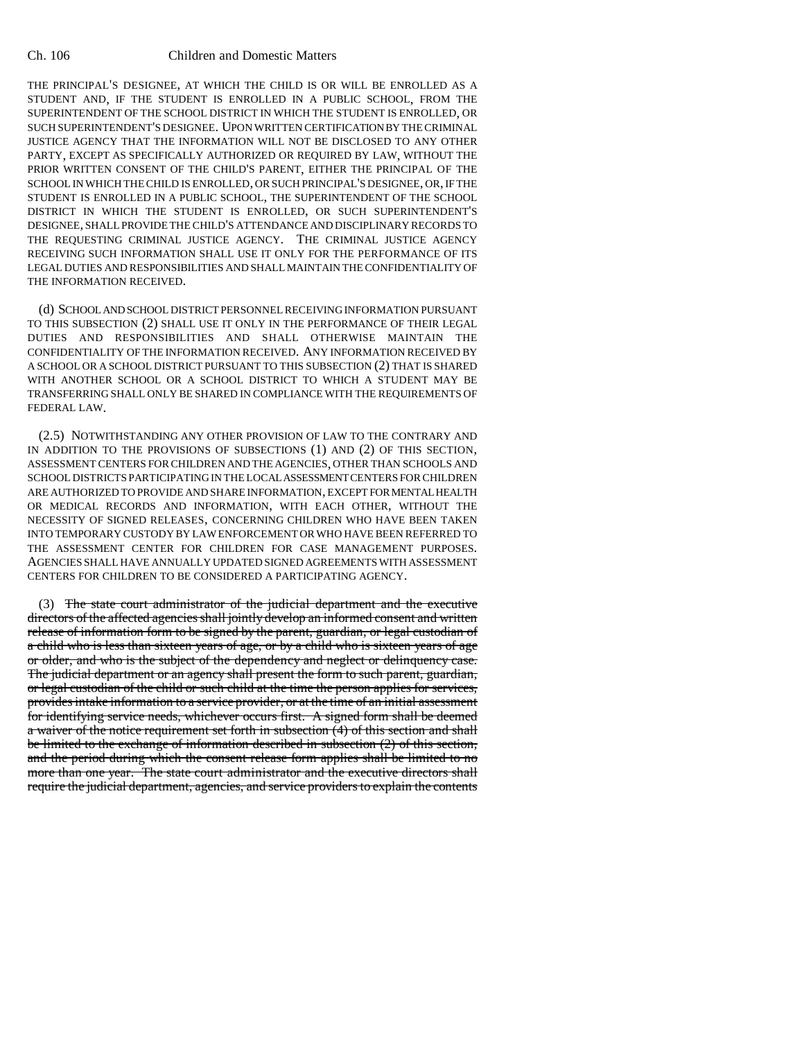THE PRINCIPAL'S DESIGNEE, AT WHICH THE CHILD IS OR WILL BE ENROLLED AS A STUDENT AND, IF THE STUDENT IS ENROLLED IN A PUBLIC SCHOOL, FROM THE SUPERINTENDENT OF THE SCHOOL DISTRICT IN WHICH THE STUDENT IS ENROLLED, OR SUCH SUPERINTENDENT'S DESIGNEE. UPON WRITTEN CERTIFICATION BY THE CRIMINAL JUSTICE AGENCY THAT THE INFORMATION WILL NOT BE DISCLOSED TO ANY OTHER PARTY, EXCEPT AS SPECIFICALLY AUTHORIZED OR REQUIRED BY LAW, WITHOUT THE PRIOR WRITTEN CONSENT OF THE CHILD'S PARENT, EITHER THE PRINCIPAL OF THE SCHOOL IN WHICH THE CHILD IS ENROLLED, OR SUCH PRINCIPAL'S DESIGNEE, OR, IF THE STUDENT IS ENROLLED IN A PUBLIC SCHOOL, THE SUPERINTENDENT OF THE SCHOOL DISTRICT IN WHICH THE STUDENT IS ENROLLED, OR SUCH SUPERINTENDENT'S DESIGNEE, SHALL PROVIDE THE CHILD'S ATTENDANCE AND DISCIPLINARY RECORDS TO THE REQUESTING CRIMINAL JUSTICE AGENCY. THE CRIMINAL JUSTICE AGENCY RECEIVING SUCH INFORMATION SHALL USE IT ONLY FOR THE PERFORMANCE OF ITS LEGAL DUTIES AND RESPONSIBILITIES AND SHALL MAINTAIN THE CONFIDENTIALITY OF THE INFORMATION RECEIVED.

(d) SCHOOL AND SCHOOL DISTRICT PERSONNEL RECEIVING INFORMATION PURSUANT TO THIS SUBSECTION (2) SHALL USE IT ONLY IN THE PERFORMANCE OF THEIR LEGAL DUTIES AND RESPONSIBILITIES AND SHALL OTHERWISE MAINTAIN THE CONFIDENTIALITY OF THE INFORMATION RECEIVED. ANY INFORMATION RECEIVED BY A SCHOOL OR A SCHOOL DISTRICT PURSUANT TO THIS SUBSECTION (2) THAT IS SHARED WITH ANOTHER SCHOOL OR A SCHOOL DISTRICT TO WHICH A STUDENT MAY BE TRANSFERRING SHALL ONLY BE SHARED IN COMPLIANCE WITH THE REQUIREMENTS OF FEDERAL LAW.

(2.5) NOTWITHSTANDING ANY OTHER PROVISION OF LAW TO THE CONTRARY AND IN ADDITION TO THE PROVISIONS OF SUBSECTIONS (1) AND (2) OF THIS SECTION, ASSESSMENT CENTERS FOR CHILDREN AND THE AGENCIES, OTHER THAN SCHOOLS AND SCHOOL DISTRICTS PARTICIPATING IN THE LOCAL ASSESSMENT CENTERS FOR CHILDREN ARE AUTHORIZED TO PROVIDE AND SHARE INFORMATION, EXCEPT FOR MENTAL HEALTH OR MEDICAL RECORDS AND INFORMATION, WITH EACH OTHER, WITHOUT THE NECESSITY OF SIGNED RELEASES, CONCERNING CHILDREN WHO HAVE BEEN TAKEN INTO TEMPORARY CUSTODY BY LAW ENFORCEMENT OR WHO HAVE BEEN REFERRED TO THE ASSESSMENT CENTER FOR CHILDREN FOR CASE MANAGEMENT PURPOSES. AGENCIES SHALL HAVE ANNUALLY UPDATED SIGNED AGREEMENTS WITH ASSESSMENT CENTERS FOR CHILDREN TO BE CONSIDERED A PARTICIPATING AGENCY.

(3) ~~The state court administrator of the judicial department and the executive directors of the affected agencies shall jointly develop an informed consent and written release of information form to be signed by the parent, guardian, or legal custodian of a child who is less than sixteen years of age, or by a child who is sixteen years of age or older, and who is the subject of the dependency and neglect or delinquency case. The judicial department or an agency shall present the form to such parent, guardian, or legal custodian of the child or such child at the time the person applies for services, provides intake information to a service provider, or at the time of an initial assessment for identifying service needs, whichever occurs first. A signed form shall be deemed a waiver of the notice requirement set forth in subsection (4) of this section and shall be limited to the exchange of information described in subsection (2) of this section, and the period during which the consent release form applies shall be limited to no more than one year. The state court administrator and the executive directors shall require the judicial department, agencies, and service providers to explain the contents~~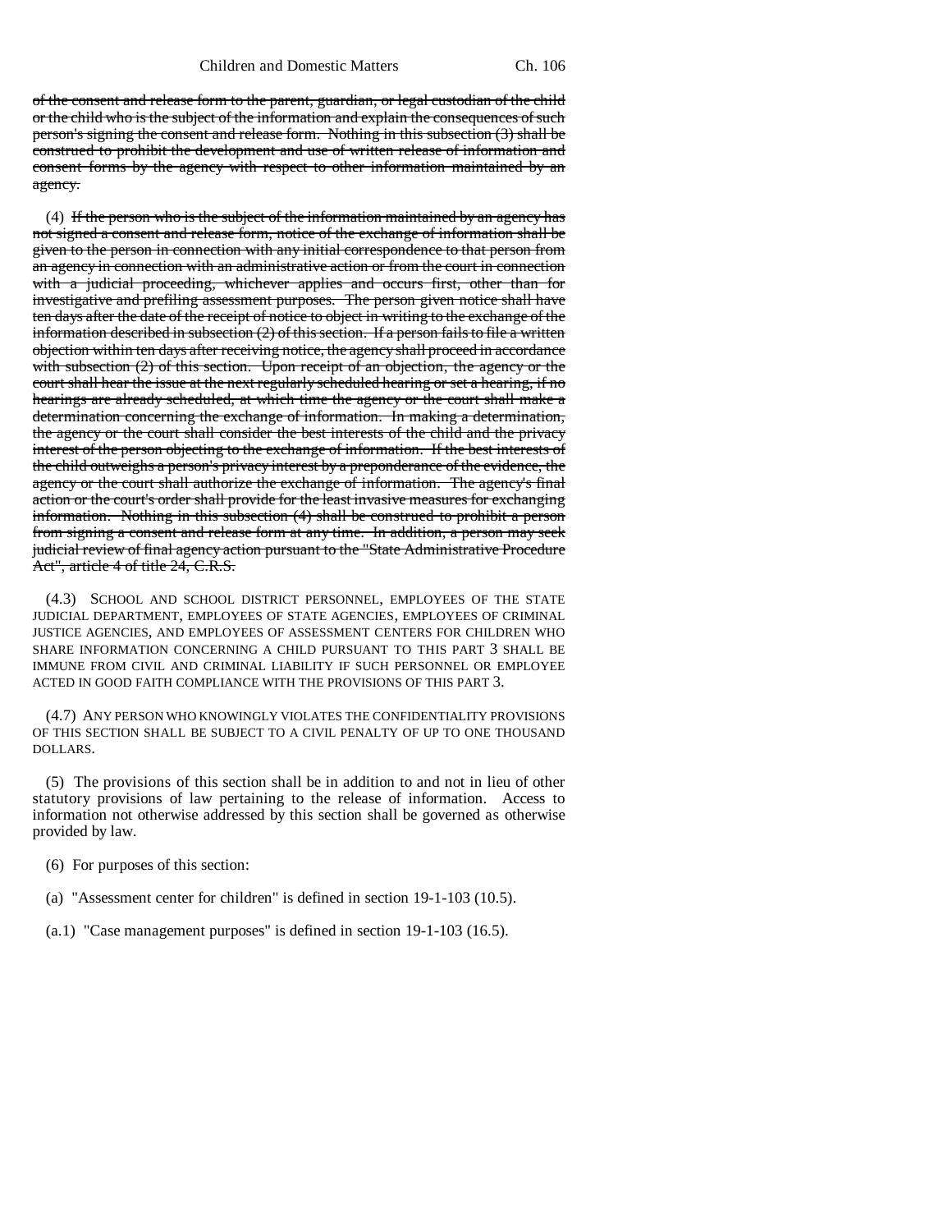~~of the consent and release form to the parent, guardian, or legal custodian of the child or the child who is the subject of the information and explain the consequences of such person's signing the consent and release form. Nothing in this subsection (3) shall be construed to prohibit the development and use of written release of information and consent forms by the agency with respect to other information maintained by an agency.~~

(4) ~~If the person who is the subject of the information maintained by an agency has not signed a consent and release form, notice of the exchange of information shall be given to the person in connection with any initial correspondence to that person from an agency in connection with an administrative action or from the court in connection with a judicial proceeding, whichever applies and occurs first, other than for investigative and prefiling assessment purposes. The person given notice shall have ten days after the date of the receipt of notice to object in writing to the exchange of the information described in subsection (2) of this section. If a person fails to file a written objection within ten days after receiving notice, the agency shall proceed in accordance with subsection (2) of this section. Upon receipt of an objection, the agency or the court shall hear the issue at the next regularly scheduled hearing or set a hearing, if no hearings are already scheduled, at which time the agency or the court shall make a determination concerning the exchange of information. In making a determination, the agency or the court shall consider the best interests of the child and the privacy interest of the person objecting to the exchange of information. If the best interests of the child outweighs a person's privacy interest by a preponderance of the evidence, the agency or the court shall authorize the exchange of information. The agency's final action or the court's order shall provide for the least invasive measures for exchanging information. Nothing in this subsection (4) shall be construed to prohibit a person from signing a consent and release form at any time. In addition, a person may seek judicial review of final agency action pursuant to the "State Administrative Procedure Act", article 4 of title 24, C.R.S.~~

(4.3) SCHOOL AND SCHOOL DISTRICT PERSONNEL, EMPLOYEES OF THE STATE JUDICIAL DEPARTMENT, EMPLOYEES OF STATE AGENCIES, EMPLOYEES OF CRIMINAL JUSTICE AGENCIES, AND EMPLOYEES OF ASSESSMENT CENTERS FOR CHILDREN WHO SHARE INFORMATION CONCERNING A CHILD PURSUANT TO THIS PART 3 SHALL BE IMMUNE FROM CIVIL AND CRIMINAL LIABILITY IF SUCH PERSONNEL OR EMPLOYEE ACTED IN GOOD FAITH COMPLIANCE WITH THE PROVISIONS OF THIS PART 3.

(4.7) ANY PERSON WHO KNOWINGLY VIOLATES THE CONFIDENTIALITY PROVISIONS OF THIS SECTION SHALL BE SUBJECT TO A CIVIL PENALTY OF UP TO ONE THOUSAND DOLLARS.

(5) The provisions of this section shall be in addition to and not in lieu of other statutory provisions of law pertaining to the release of information. Access to information not otherwise addressed by this section shall be governed as otherwise provided by law.

(6) For purposes of this section:

(a) "Assessment center for children" is defined in section 19-1-103 (10.5).

(a.1) "Case management purposes" is defined in section 19-1-103 (16.5).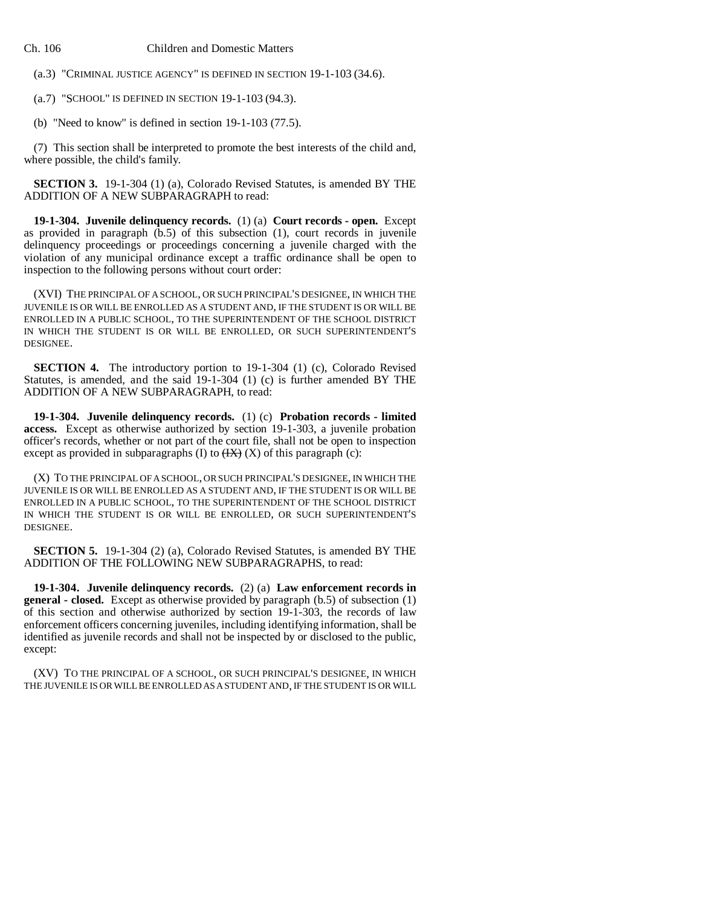(a.3) "CRIMINAL JUSTICE AGENCY" IS DEFINED IN SECTION 19-1-103 (34.6).

(a.7) "SCHOOL" IS DEFINED IN SECTION 19-1-103 (94.3).

(b) "Need to know" is defined in section 19-1-103 (77.5).

(7) This section shall be interpreted to promote the best interests of the child and, where possible, the child's family.

**SECTION 3.** 19-1-304 (1) (a), Colorado Revised Statutes, is amended BY THE ADDITION OF A NEW SUBPARAGRAPH to read:

**19-1-304. Juvenile delinquency records.** (1) (a) **Court records - open.** Except as provided in paragraph (b.5) of this subsection (1), court records in juvenile delinquency proceedings or proceedings concerning a juvenile charged with the violation of any municipal ordinance except a traffic ordinance shall be open to inspection to the following persons without court order:

(XVI) THE PRINCIPAL OF A SCHOOL, OR SUCH PRINCIPAL'S DESIGNEE, IN WHICH THE JUVENILE IS OR WILL BE ENROLLED AS A STUDENT AND, IF THE STUDENT IS OR WILL BE ENROLLED IN A PUBLIC SCHOOL, TO THE SUPERINTENDENT OF THE SCHOOL DISTRICT IN WHICH THE STUDENT IS OR WILL BE ENROLLED, OR SUCH SUPERINTENDENT'S DESIGNEE.

**SECTION 4.** The introductory portion to 19-1-304 (1) (c), Colorado Revised Statutes, is amended, and the said 19-1-304 (1) (c) is further amended BY THE ADDITION OF A NEW SUBPARAGRAPH, to read:

**19-1-304. Juvenile delinquency records.** (1) (c) **Probation records - limited access.** Except as otherwise authorized by section 19-1-303, a juvenile probation officer's records, whether or not part of the court file, shall not be open to inspection except as provided in subparagraphs (I) to ~~(IX)~~ (X) of this paragraph (c):

(X) TO THE PRINCIPAL OF A SCHOOL, OR SUCH PRINCIPAL'S DESIGNEE, IN WHICH THE JUVENILE IS OR WILL BE ENROLLED AS A STUDENT AND, IF THE STUDENT IS OR WILL BE ENROLLED IN A PUBLIC SCHOOL, TO THE SUPERINTENDENT OF THE SCHOOL DISTRICT IN WHICH THE STUDENT IS OR WILL BE ENROLLED, OR SUCH SUPERINTENDENT'S DESIGNEE.

**SECTION 5.** 19-1-304 (2) (a), Colorado Revised Statutes, is amended BY THE ADDITION OF THE FOLLOWING NEW SUBPARAGRAPHS, to read:

**19-1-304. Juvenile delinquency records.** (2) (a) **Law enforcement records in general - closed.** Except as otherwise provided by paragraph (b.5) of subsection (1) of this section and otherwise authorized by section 19-1-303, the records of law enforcement officers concerning juveniles, including identifying information, shall be identified as juvenile records and shall not be inspected by or disclosed to the public, except:

(XV) TO THE PRINCIPAL OF A SCHOOL, OR SUCH PRINCIPAL'S DESIGNEE, IN WHICH THE JUVENILE IS OR WILL BE ENROLLED AS A STUDENT AND, IF THE STUDENT IS OR WILL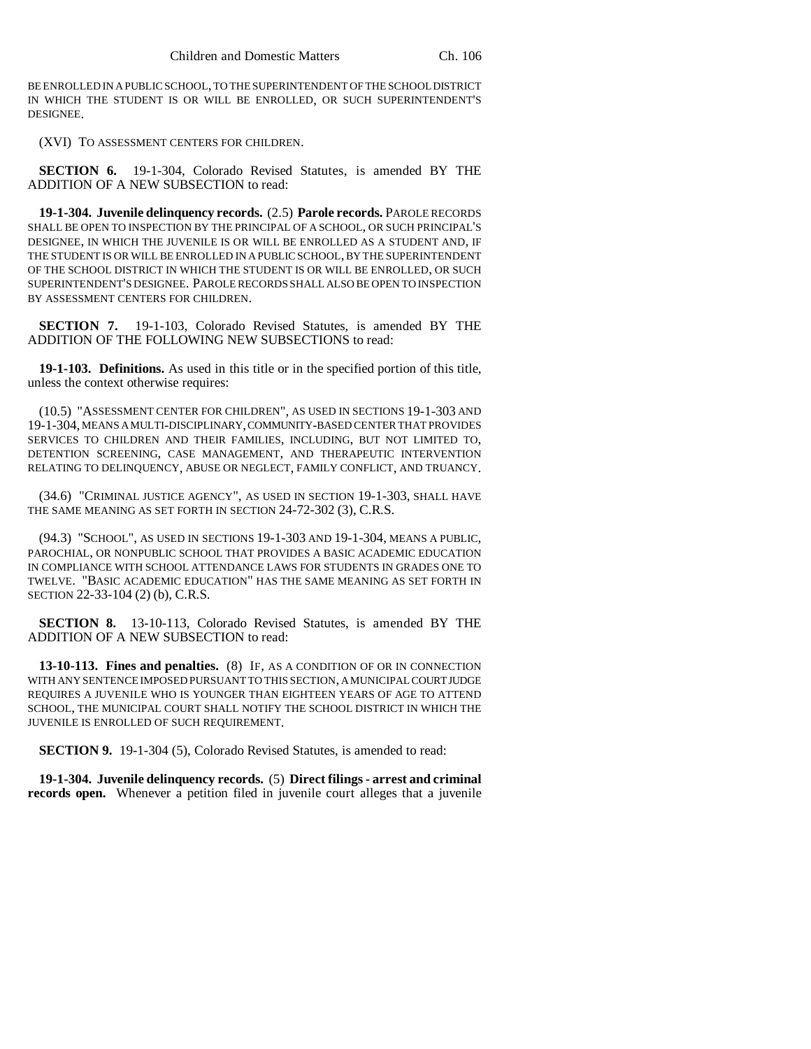BE ENROLLED IN A PUBLIC SCHOOL, TO THE SUPERINTENDENT OF THE SCHOOL DISTRICT IN WHICH THE STUDENT IS OR WILL BE ENROLLED, OR SUCH SUPERINTENDENT'S DESIGNEE.

(XVI) TO ASSESSMENT CENTERS FOR CHILDREN.

**SECTION 6.** 19-1-304, Colorado Revised Statutes, is amended BY THE ADDITION OF A NEW SUBSECTION to read:

**19-1-304. Juvenile delinquency records.** (2.5) **Parole records.** PAROLE RECORDS SHALL BE OPEN TO INSPECTION BY THE PRINCIPAL OF A SCHOOL, OR SUCH PRINCIPAL'S DESIGNEE, IN WHICH THE JUVENILE IS OR WILL BE ENROLLED AS A STUDENT AND, IF THE STUDENT IS OR WILL BE ENROLLED IN A PUBLIC SCHOOL, BY THE SUPERINTENDENT OF THE SCHOOL DISTRICT IN WHICH THE STUDENT IS OR WILL BE ENROLLED, OR SUCH SUPERINTENDENT'S DESIGNEE. PAROLE RECORDS SHALL ALSO BE OPEN TO INSPECTION BY ASSESSMENT CENTERS FOR CHILDREN.

**SECTION 7.** 19-1-103, Colorado Revised Statutes, is amended BY THE ADDITION OF THE FOLLOWING NEW SUBSECTIONS to read:

**19-1-103. Definitions.** As used in this title or in the specified portion of this title, unless the context otherwise requires:

(10.5) "ASSESSMENT CENTER FOR CHILDREN", AS USED IN SECTIONS 19-1-303 AND 19-1-304, MEANS A MULTI-DISCIPLINARY, COMMUNITY-BASED CENTER THAT PROVIDES SERVICES TO CHILDREN AND THEIR FAMILIES, INCLUDING, BUT NOT LIMITED TO, DETENTION SCREENING, CASE MANAGEMENT, AND THERAPEUTIC INTERVENTION RELATING TO DELINQUENCY, ABUSE OR NEGLECT, FAMILY CONFLICT, AND TRUANCY.

(34.6) "CRIMINAL JUSTICE AGENCY", AS USED IN SECTION 19-1-303, SHALL HAVE THE SAME MEANING AS SET FORTH IN SECTION 24-72-302 (3), C.R.S.

(94.3) "SCHOOL", AS USED IN SECTIONS 19-1-303 AND 19-1-304, MEANS A PUBLIC, PAROCHIAL, OR NONPUBLIC SCHOOL THAT PROVIDES A BASIC ACADEMIC EDUCATION IN COMPLIANCE WITH SCHOOL ATTENDANCE LAWS FOR STUDENTS IN GRADES ONE TO TWELVE. "BASIC ACADEMIC EDUCATION" HAS THE SAME MEANING AS SET FORTH IN SECTION 22-33-104 (2) (b), C.R.S.

**SECTION 8.** 13-10-113, Colorado Revised Statutes, is amended BY THE ADDITION OF A NEW SUBSECTION to read:

**13-10-113. Fines and penalties.** (8) IF, AS A CONDITION OF OR IN CONNECTION WITH ANY SENTENCE IMPOSED PURSUANT TO THIS SECTION, A MUNICIPAL COURT JUDGE REQUIRES A JUVENILE WHO IS YOUNGER THAN EIGHTEEN YEARS OF AGE TO ATTEND SCHOOL, THE MUNICIPAL COURT SHALL NOTIFY THE SCHOOL DISTRICT IN WHICH THE JUVENILE IS ENROLLED OF SUCH REQUIREMENT.

**SECTION 9.** 19-1-304 (5), Colorado Revised Statutes, is amended to read:

**19-1-304. Juvenile delinquency records.** (5) **Direct filings - arrest and criminal records open.** Whenever a petition filed in juvenile court alleges that a juvenile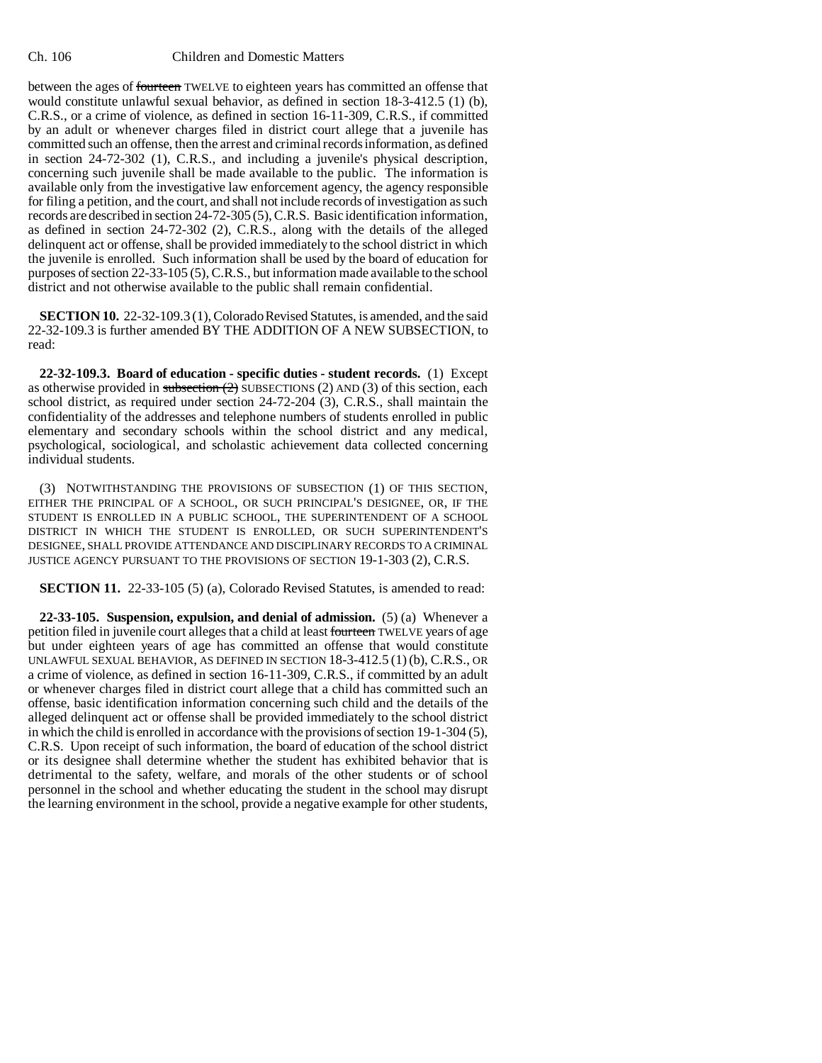between the ages of ~~fourteen~~ TWELVE to eighteen years has committed an offense that would constitute unlawful sexual behavior, as defined in section 18-3-412.5 (1) (b), C.R.S., or a crime of violence, as defined in section 16-11-309, C.R.S., if committed by an adult or whenever charges filed in district court allege that a juvenile has committed such an offense, then the arrest and criminal records information, as defined in section 24-72-302 (1), C.R.S., and including a juvenile's physical description, concerning such juvenile shall be made available to the public. The information is available only from the investigative law enforcement agency, the agency responsible for filing a petition, and the court, and shall not include records of investigation as such records are described in section 24-72-305 (5), C.R.S. Basic identification information, as defined in section 24-72-302 (2), C.R.S., along with the details of the alleged delinquent act or offense, shall be provided immediately to the school district in which the juvenile is enrolled. Such information shall be used by the board of education for purposes of section 22-33-105 (5), C.R.S., but information made available to the school district and not otherwise available to the public shall remain confidential.

**SECTION 10.** 22-32-109.3 (1), Colorado Revised Statutes, is amended, and the said 22-32-109.3 is further amended BY THE ADDITION OF A NEW SUBSECTION, to read:

**22-32-109.3. Board of education - specific duties - student records.** (1) Except as otherwise provided in ~~subsection (2)~~ SUBSECTIONS (2) AND (3) of this section, each school district, as required under section 24-72-204 (3), C.R.S., shall maintain the confidentiality of the addresses and telephone numbers of students enrolled in public elementary and secondary schools within the school district and any medical, psychological, sociological, and scholastic achievement data collected concerning individual students.

(3) NOTWITHSTANDING THE PROVISIONS OF SUBSECTION (1) OF THIS SECTION, EITHER THE PRINCIPAL OF A SCHOOL, OR SUCH PRINCIPAL'S DESIGNEE, OR, IF THE STUDENT IS ENROLLED IN A PUBLIC SCHOOL, THE SUPERINTENDENT OF A SCHOOL DISTRICT IN WHICH THE STUDENT IS ENROLLED, OR SUCH SUPERINTENDENT'S DESIGNEE, SHALL PROVIDE ATTENDANCE AND DISCIPLINARY RECORDS TO A CRIMINAL JUSTICE AGENCY PURSUANT TO THE PROVISIONS OF SECTION 19-1-303 (2), C.R.S.

**SECTION 11.** 22-33-105 (5) (a), Colorado Revised Statutes, is amended to read:

**22-33-105. Suspension, expulsion, and denial of admission.** (5) (a) Whenever a petition filed in juvenile court alleges that a child at least ~~fourteen~~ TWELVE years of age but under eighteen years of age has committed an offense that would constitute UNLAWFUL SEXUAL BEHAVIOR, AS DEFINED IN SECTION 18-3-412.5 (1) (b), C.R.S., OR a crime of violence, as defined in section 16-11-309, C.R.S., if committed by an adult or whenever charges filed in district court allege that a child has committed such an offense, basic identification information concerning such child and the details of the alleged delinquent act or offense shall be provided immediately to the school district in which the child is enrolled in accordance with the provisions of section 19-1-304 (5), C.R.S. Upon receipt of such information, the board of education of the school district or its designee shall determine whether the student has exhibited behavior that is detrimental to the safety, welfare, and morals of the other students or of school personnel in the school and whether educating the student in the school may disrupt the learning environment in the school, provide a negative example for other students,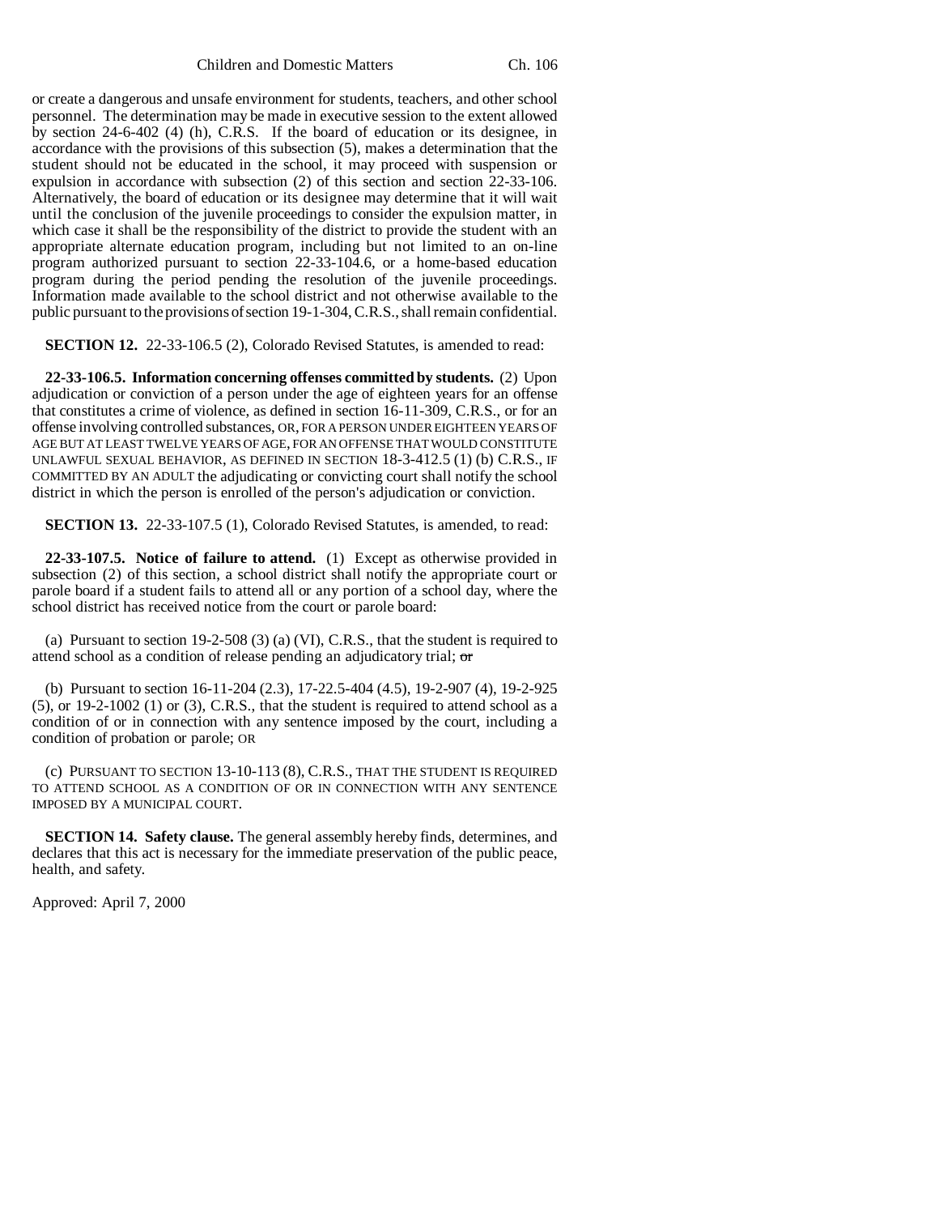or create a dangerous and unsafe environment for students, teachers, and other school personnel. The determination may be made in executive session to the extent allowed by section 24-6-402 (4) (h), C.R.S. If the board of education or its designee, in accordance with the provisions of this subsection (5), makes a determination that the student should not be educated in the school, it may proceed with suspension or expulsion in accordance with subsection (2) of this section and section 22-33-106. Alternatively, the board of education or its designee may determine that it will wait until the conclusion of the juvenile proceedings to consider the expulsion matter, in which case it shall be the responsibility of the district to provide the student with an appropriate alternate education program, including but not limited to an on-line program authorized pursuant to section 22-33-104.6, or a home-based education program during the period pending the resolution of the juvenile proceedings. Information made available to the school district and not otherwise available to the public pursuant to the provisions of section 19-1-304, C.R.S., shall remain confidential.

**SECTION 12.** 22-33-106.5 (2), Colorado Revised Statutes, is amended to read:

**22-33-106.5. Information concerning offenses committed by students.** (2) Upon adjudication or conviction of a person under the age of eighteen years for an offense that constitutes a crime of violence, as defined in section 16-11-309, C.R.S., or for an offense involving controlled substances, OR, FOR A PERSON UNDER EIGHTEEN YEARS OF AGE BUT AT LEAST TWELVE YEARS OF AGE, FOR AN OFFENSE THAT WOULD CONSTITUTE UNLAWFUL SEXUAL BEHAVIOR, AS DEFINED IN SECTION 18-3-412.5 (1) (b) C.R.S., IF COMMITTED BY AN ADULT the adjudicating or convicting court shall notify the school district in which the person is enrolled of the person's adjudication or conviction.

**SECTION 13.** 22-33-107.5 (1), Colorado Revised Statutes, is amended, to read:

**22-33-107.5. Notice of failure to attend.** (1) Except as otherwise provided in subsection (2) of this section, a school district shall notify the appropriate court or parole board if a student fails to attend all or any portion of a school day, where the school district has received notice from the court or parole board:

(a) Pursuant to section 19-2-508 (3) (a) (VI), C.R.S., that the student is required to attend school as a condition of release pending an adjudicatory trial; ~~or~~

(b) Pursuant to section 16-11-204 (2.3), 17-22.5-404 (4.5), 19-2-907 (4), 19-2-925 (5), or 19-2-1002 (1) or (3), C.R.S., that the student is required to attend school as a condition of or in connection with any sentence imposed by the court, including a condition of probation or parole; OR

(c) PURSUANT TO SECTION 13-10-113 (8), C.R.S., THAT THE STUDENT IS REQUIRED TO ATTEND SCHOOL AS A CONDITION OF OR IN CONNECTION WITH ANY SENTENCE IMPOSED BY A MUNICIPAL COURT.

**SECTION 14. Safety clause.** The general assembly hereby finds, determines, and declares that this act is necessary for the immediate preservation of the public peace, health, and safety.

Approved: April 7, 2000